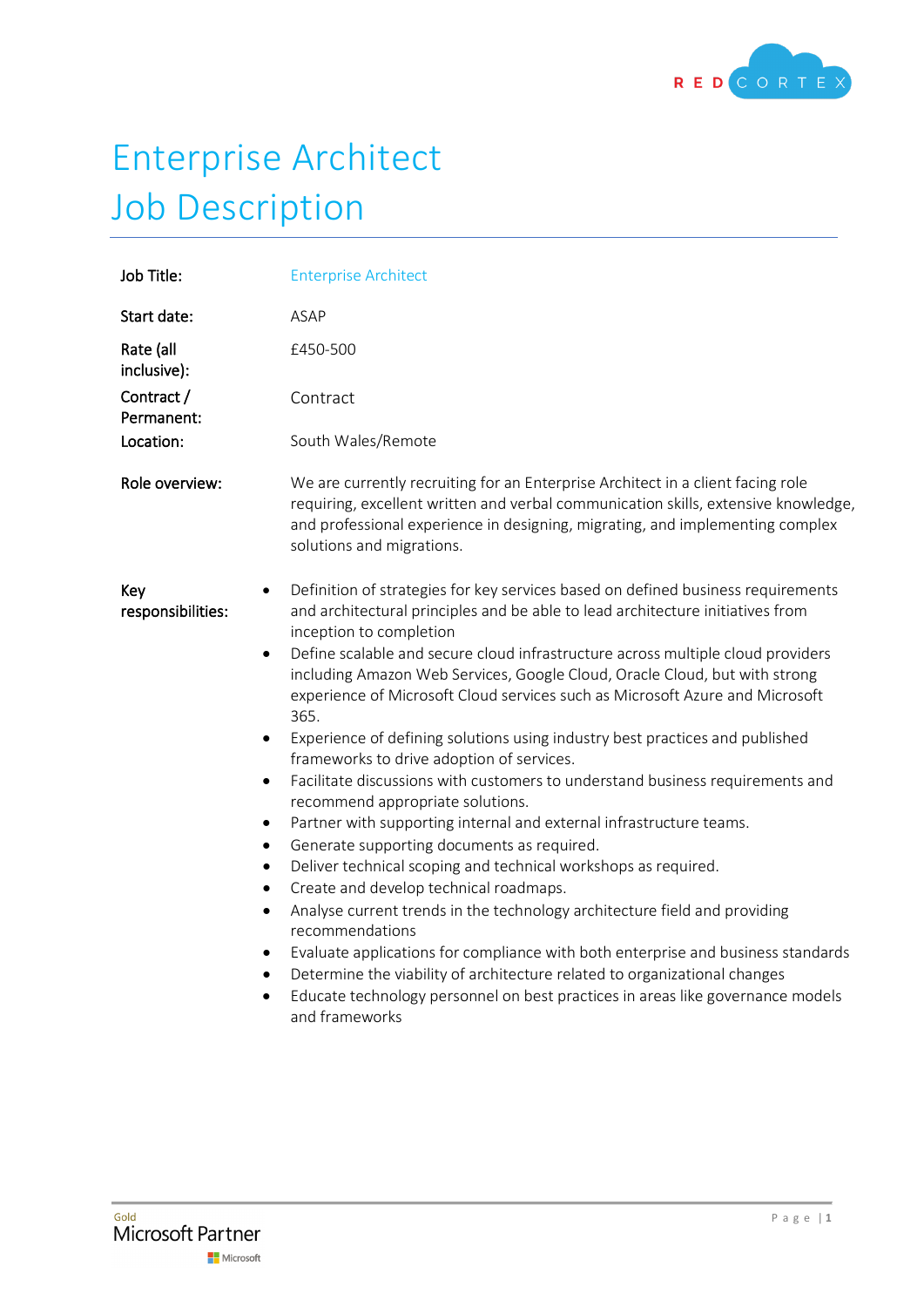# Enterprise Architect Job Description

| | |
|---|---|
| **Job Title:** | Enterprise Architect |
| **Start date:** | ASAP |
| **Rate (all inclusive):** | £450-500 |
| **Contract / Permanent:** | Contract |
| **Location:** | South Wales/Remote |
| **Role overview:** | We are currently recruiting for an Enterprise Architect in a client facing role requiring, excellent written and verbal communication skills, extensive knowledge, and professional experience in designing, migrating, and implementing complex solutions and migrations. |

**Key responsibilities:**

- Definition of strategies for key services based on defined business requirements and architectural principles and be able to lead architecture initiatives from inception to completion
- Define scalable and secure cloud infrastructure across multiple cloud providers including Amazon Web Services, Google Cloud, Oracle Cloud, but with strong experience of Microsoft Cloud services such as Microsoft Azure and Microsoft 365.
- Experience of defining solutions using industry best practices and published frameworks to drive adoption of services.
- Facilitate discussions with customers to understand business requirements and recommend appropriate solutions.
- Partner with supporting internal and external infrastructure teams.
- Generate supporting documents as required.
- Deliver technical scoping and technical workshops as required.
- Create and develop technical roadmaps.
- Analyse current trends in the technology architecture field and providing recommendations
- Evaluate applications for compliance with both enterprise and business standards
- Determine the viability of architecture related to organizational changes
- Educate technology personnel on best practices in areas like governance models and frameworks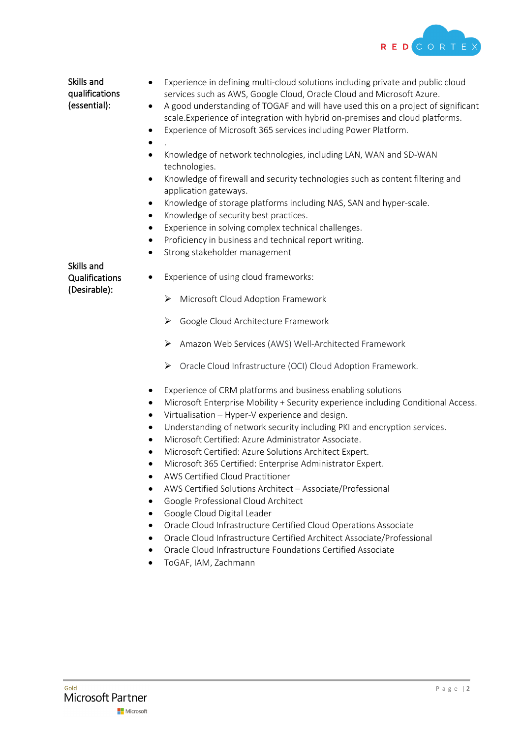| | |
|---|---|
| Skills and qualifications (essential): | <ul><li>Experience in defining multi-cloud solutions including private and public cloud services such as AWS, Google Cloud, Oracle Cloud and Microsoft Azure.</li><li>A good understanding of TOGAF and will have used this on a project of significant scale.Experience of integration with hybrid on-premises and cloud platforms.</li><li>Experience of Microsoft 365 services including Power Platform.</li><li>.</li><li>Knowledge of network technologies, including LAN, WAN and SD-WAN technologies.</li><li>Knowledge of firewall and security technologies such as content filtering and application gateways.</li><li>Knowledge of storage platforms including NAS, SAN and hyper-scale.</li><li>Knowledge of security best practices.</li><li>Experience in solving complex technical challenges.</li><li>Proficiency in business and technical report writing.</li><li>Strong stakeholder management</li></ul> |
| Skills and Qualifications (Desirable): | <ul><li>Experience of using cloud frameworks:<ul><li>Microsoft Cloud Adoption Framework</li><li>Google Cloud Architecture Framework</li><li>Amazon Web Services (AWS) Well-Architected Framework</li><li>Oracle Cloud Infrastructure (OCI) Cloud Adoption Framework.</li></ul></li><li>Experience of CRM platforms and business enabling solutions</li><li>Microsoft Enterprise Mobility + Security experience including Conditional Access.</li><li>Virtualisation – Hyper-V experience and design.</li><li>Understanding of network security including PKI and encryption services.</li><li>Microsoft Certified: Azure Administrator Associate.</li><li>Microsoft Certified: Azure Solutions Architect Expert.</li><li>Microsoft 365 Certified: Enterprise Administrator Expert.</li><li>AWS Certified Cloud Practitioner</li><li>AWS Certified Solutions Architect – Associate/Professional</li><li>Google Professional Cloud Architect</li><li>Google Cloud Digital Leader</li><li>Oracle Cloud Infrastructure Certified Cloud Operations Associate</li><li>Oracle Cloud Infrastructure Certified Architect Associate/Professional</li><li>Oracle Cloud Infrastructure Foundations Certified Associate</li><li>ToGAF, IAM, Zachmann</li></ul> |